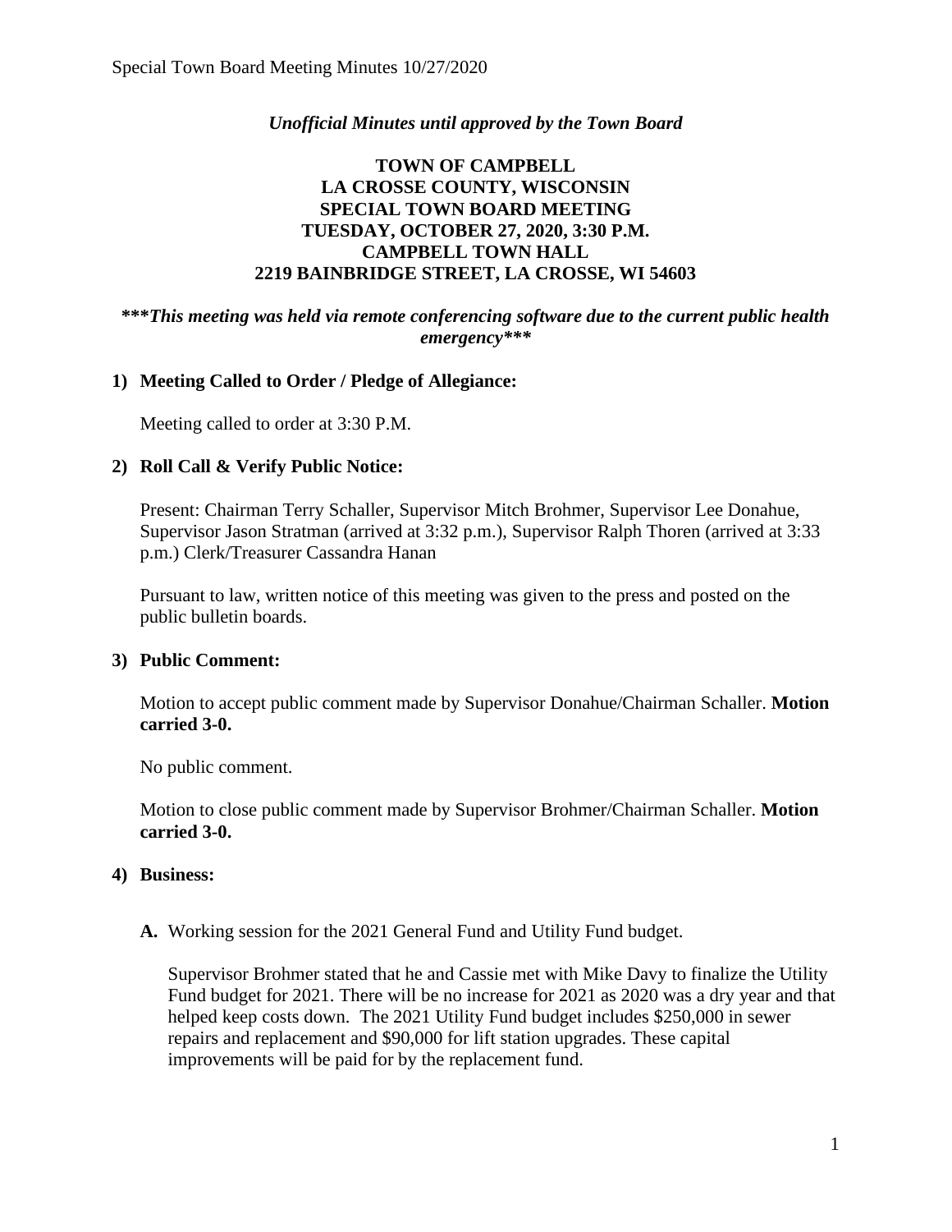*Unofficial Minutes until approved by the Town Board*

**TOWN OF CAMPBELL**
**LA CROSSE COUNTY, WISCONSIN**
**SPECIAL TOWN BOARD MEETING**
**TUESDAY, OCTOBER 27, 2020, 3:30 P.M.**
**CAMPBELL TOWN HALL**
**2219 BAINBRIDGE STREET, LA CROSSE, WI 54603**

***\*\*\*This meeting was held via remote conferencing software due to the current public health emergency\*\*\****

**1) Meeting Called to Order / Pledge of Allegiance:**

Meeting called to order at 3:30 P.M.

**2) Roll Call & Verify Public Notice:**

Present: Chairman Terry Schaller, Supervisor Mitch Brohmer, Supervisor Lee Donahue, Supervisor Jason Stratman (arrived at 3:32 p.m.), Supervisor Ralph Thoren (arrived at 3:33 p.m.) Clerk/Treasurer Cassandra Hanan

Pursuant to law, written notice of this meeting was given to the press and posted on the public bulletin boards.

**3) Public Comment:**

Motion to accept public comment made by Supervisor Donahue/Chairman Schaller. **Motion carried 3-0.**

No public comment.

Motion to close public comment made by Supervisor Brohmer/Chairman Schaller. **Motion carried 3-0.**

**4) Business:**

**A.** Working session for the 2021 General Fund and Utility Fund budget.

Supervisor Brohmer stated that he and Cassie met with Mike Davy to finalize the Utility Fund budget for 2021. There will be no increase for 2021 as 2020 was a dry year and that helped keep costs down. The 2021 Utility Fund budget includes $250,000 in sewer repairs and replacement and $90,000 for lift station upgrades. These capital improvements will be paid for by the replacement fund.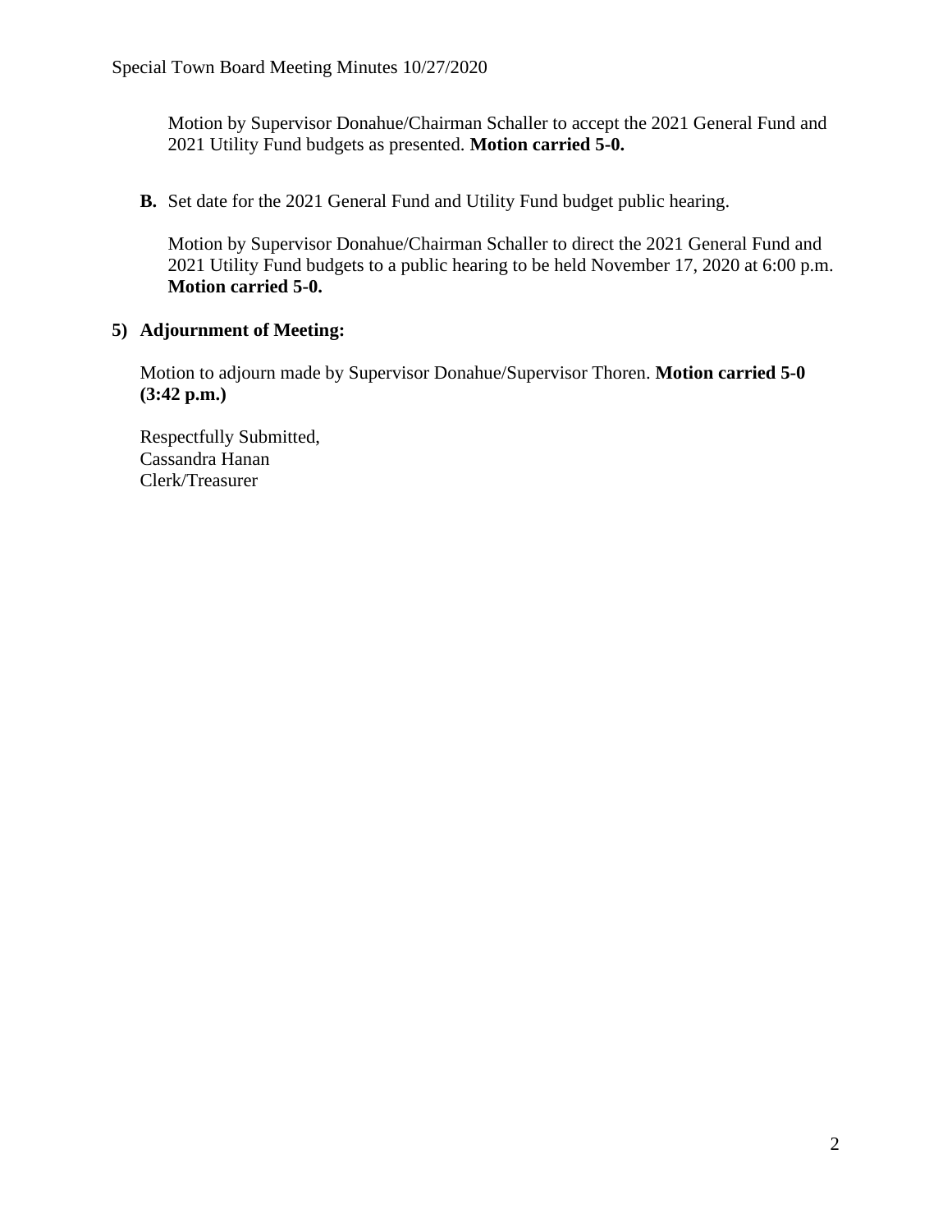Motion by Supervisor Donahue/Chairman Schaller to accept the 2021 General Fund and 2021 Utility Fund budgets as presented. **Motion carried 5-0.**

**B.** Set date for the 2021 General Fund and Utility Fund budget public hearing.

Motion by Supervisor Donahue/Chairman Schaller to direct the 2021 General Fund and 2021 Utility Fund budgets to a public hearing to be held November 17, 2020 at 6:00 p.m. **Motion carried 5-0.**

**5) Adjournment of Meeting:**

Motion to adjourn made by Supervisor Donahue/Supervisor Thoren. **Motion carried 5-0 (3:42 p.m.)**

Respectfully Submitted,
Cassandra Hanan
Clerk/Treasurer